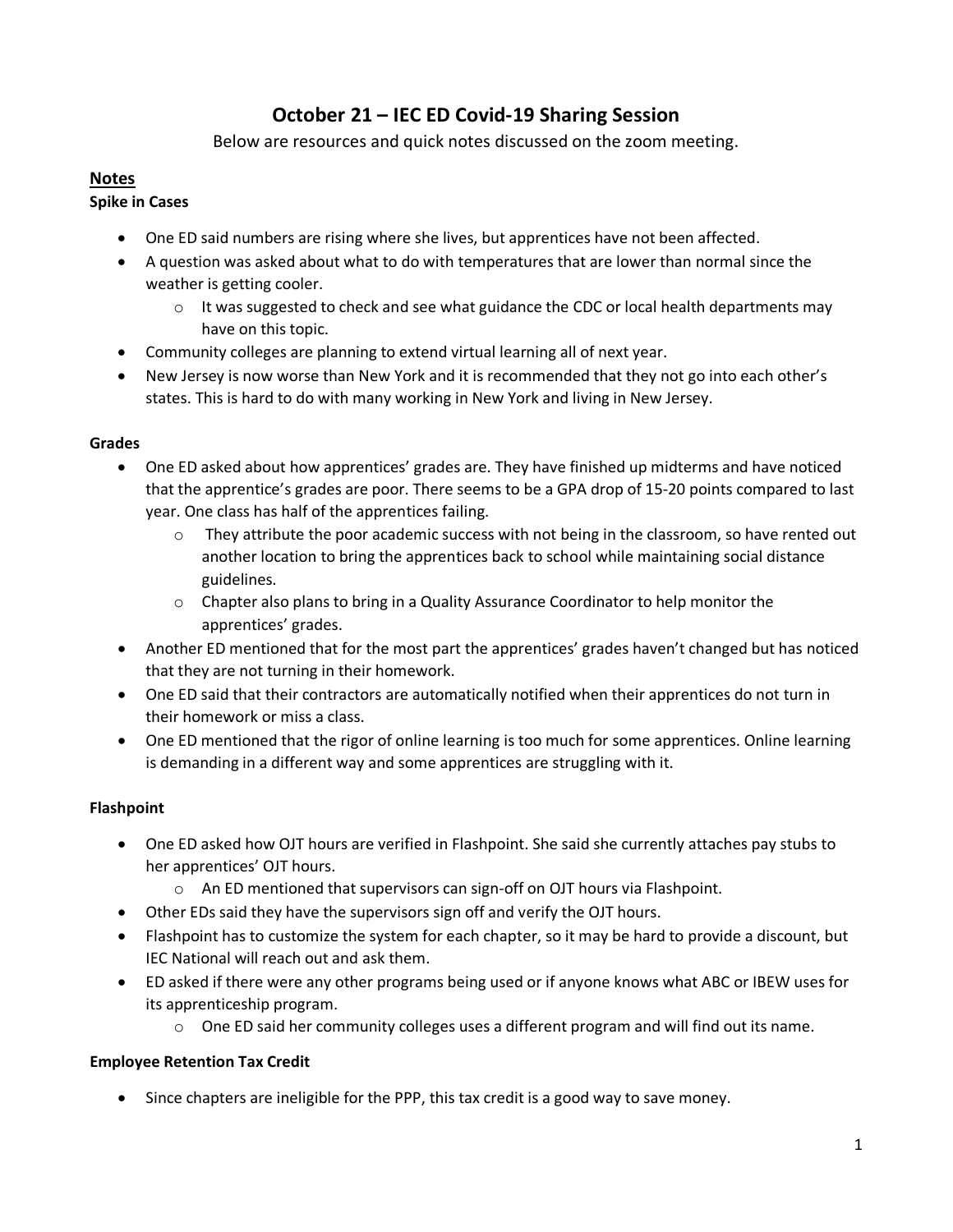# October 21 – IEC ED Covid-19 Sharing Session

Below are resources and quick notes discussed on the zoom meeting.

## Notes

### Spike in Cases

- One ED said numbers are rising where she lives, but apprentices have not been affected.
- A question was asked about what to do with temperatures that are lower than normal since the weather is getting cooler.
  - It was suggested to check and see what guidance the CDC or local health departments may have on this topic.
- Community colleges are planning to extend virtual learning all of next year.
- New Jersey is now worse than New York and it is recommended that they not go into each other's states. This is hard to do with many working in New York and living in New Jersey.

### Grades

- One ED asked about how apprentices' grades are. They have finished up midterms and have noticed that the apprentice's grades are poor. There seems to be a GPA drop of 15-20 points compared to last year. One class has half of the apprentices failing.
  - They attribute the poor academic success with not being in the classroom, so have rented out another location to bring the apprentices back to school while maintaining social distance guidelines.
  - Chapter also plans to bring in a Quality Assurance Coordinator to help monitor the apprentices' grades.
- Another ED mentioned that for the most part the apprentices' grades haven't changed but has noticed that they are not turning in their homework.
- One ED said that their contractors are automatically notified when their apprentices do not turn in their homework or miss a class.
- One ED mentioned that the rigor of online learning is too much for some apprentices. Online learning is demanding in a different way and some apprentices are struggling with it.

### Flashpoint

- One ED asked how OJT hours are verified in Flashpoint. She said she currently attaches pay stubs to her apprentices' OJT hours.
  - An ED mentioned that supervisors can sign-off on OJT hours via Flashpoint.
- Other EDs said they have the supervisors sign off and verify the OJT hours.
- Flashpoint has to customize the system for each chapter, so it may be hard to provide a discount, but IEC National will reach out and ask them.
- ED asked if there were any other programs being used or if anyone knows what ABC or IBEW uses for its apprenticeship program.
  - One ED said her community colleges uses a different program and will find out its name.

### Employee Retention Tax Credit

- Since chapters are ineligible for the PPP, this tax credit is a good way to save money.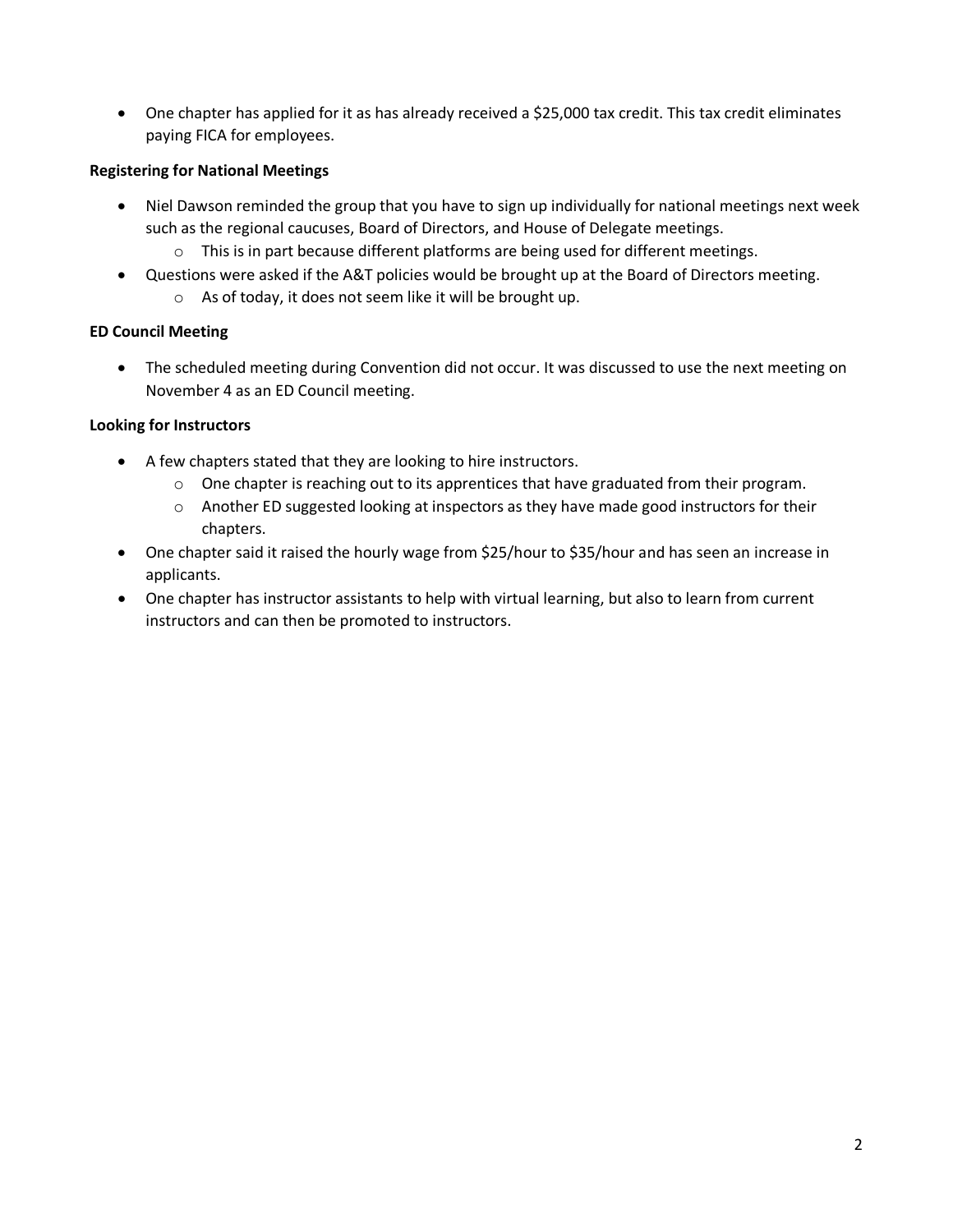- One chapter has applied for it as has already received a $25,000 tax credit. This tax credit eliminates paying FICA for employees.

**Registering for National Meetings**

- Niel Dawson reminded the group that you have to sign up individually for national meetings next week such as the regional caucuses, Board of Directors, and House of Delegate meetings.
  - This is in part because different platforms are being used for different meetings.
- Questions were asked if the A&T policies would be brought up at the Board of Directors meeting.
  - As of today, it does not seem like it will be brought up.

**ED Council Meeting**

- The scheduled meeting during Convention did not occur. It was discussed to use the next meeting on November 4 as an ED Council meeting.

**Looking for Instructors**

- A few chapters stated that they are looking to hire instructors.
  - One chapter is reaching out to its apprentices that have graduated from their program.
  - Another ED suggested looking at inspectors as they have made good instructors for their chapters.
- One chapter said it raised the hourly wage from $25/hour to $35/hour and has seen an increase in applicants.
- One chapter has instructor assistants to help with virtual learning, but also to learn from current instructors and can then be promoted to instructors.